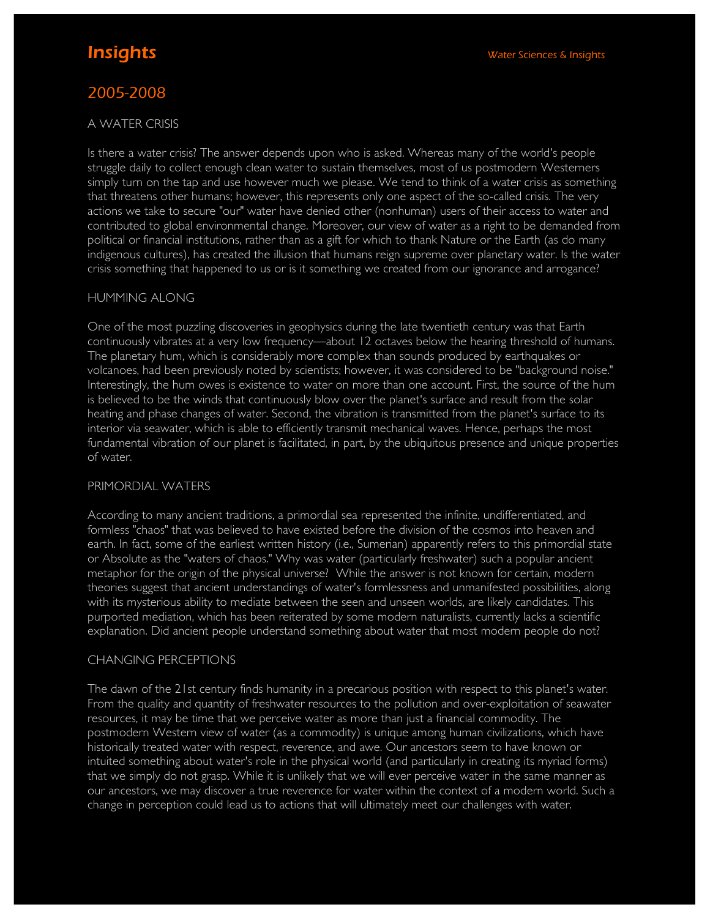# Insights

Water Sciences & Insights

## 2005-2008

### A WATER CRISIS

Is there a water crisis? The answer depends upon who is asked. Whereas many of the world's people struggle daily to collect enough clean water to sustain themselves, most of us postmodern Westerners simply turn on the tap and use however much we please. We tend to think of a water crisis as something that threatens other humans; however, this represents only one aspect of the so-called crisis. The very actions we take to secure "our" water have denied other (nonhuman) users of their access to water and contributed to global environmental change. Moreover, our view of water as a right to be demanded from political or financial institutions, rather than as a gift for which to thank Nature or the Earth (as do many indigenous cultures), has created the illusion that humans reign supreme over planetary water. Is the water crisis something that happened to us or is it something we created from our ignorance and arrogance?

### HUMMING ALONG

One of the most puzzling discoveries in geophysics during the late twentieth century was that Earth continuously vibrates at a very low frequency—about 12 octaves below the hearing threshold of humans. The planetary hum, which is considerably more complex than sounds produced by earthquakes or volcanoes, had been previously noted by scientists; however, it was considered to be "background noise." Interestingly, the hum owes is existence to water on more than one account. First, the source of the hum is believed to be the winds that continuously blow over the planet's surface and result from the solar heating and phase changes of water. Second, the vibration is transmitted from the planet's surface to its interior via seawater, which is able to efficiently transmit mechanical waves. Hence, perhaps the most fundamental vibration of our planet is facilitated, in part, by the ubiquitous presence and unique properties of water.

### PRIMORDIAL WATERS

According to many ancient traditions, a primordial sea represented the infinite, undifferentiated, and formless "chaos" that was believed to have existed before the division of the cosmos into heaven and earth. In fact, some of the earliest written history (i.e., Sumerian) apparently refers to this primordial state or Absolute as the "waters of chaos." Why was water (particularly freshwater) such a popular ancient metaphor for the origin of the physical universe? While the answer is not known for certain, modern theories suggest that ancient understandings of water's formlessness and unmanifested possibilities, along with its mysterious ability to mediate between the seen and unseen worlds, are likely candidates. This purported mediation, which has been reiterated by some modern naturalists, currently lacks a scientific explanation. Did ancient people understand something about water that most modern people do not?

### CHANGING PERCEPTIONS

The dawn of the 21st century finds humanity in a precarious position with respect to this planet's water. From the quality and quantity of freshwater resources to the pollution and over-exploitation of seawater resources, it may be time that we perceive water as more than just a financial commodity. The postmodern Western view of water (as a commodity) is unique among human civilizations, which have historically treated water with respect, reverence, and awe. Our ancestors seem to have known or intuited something about water's role in the physical world (and particularly in creating its myriad forms) that we simply do not grasp. While it is unlikely that we will ever perceive water in the same manner as our ancestors, we may discover a true reverence for water within the context of a modern world. Such a change in perception could lead us to actions that will ultimately meet our challenges with water.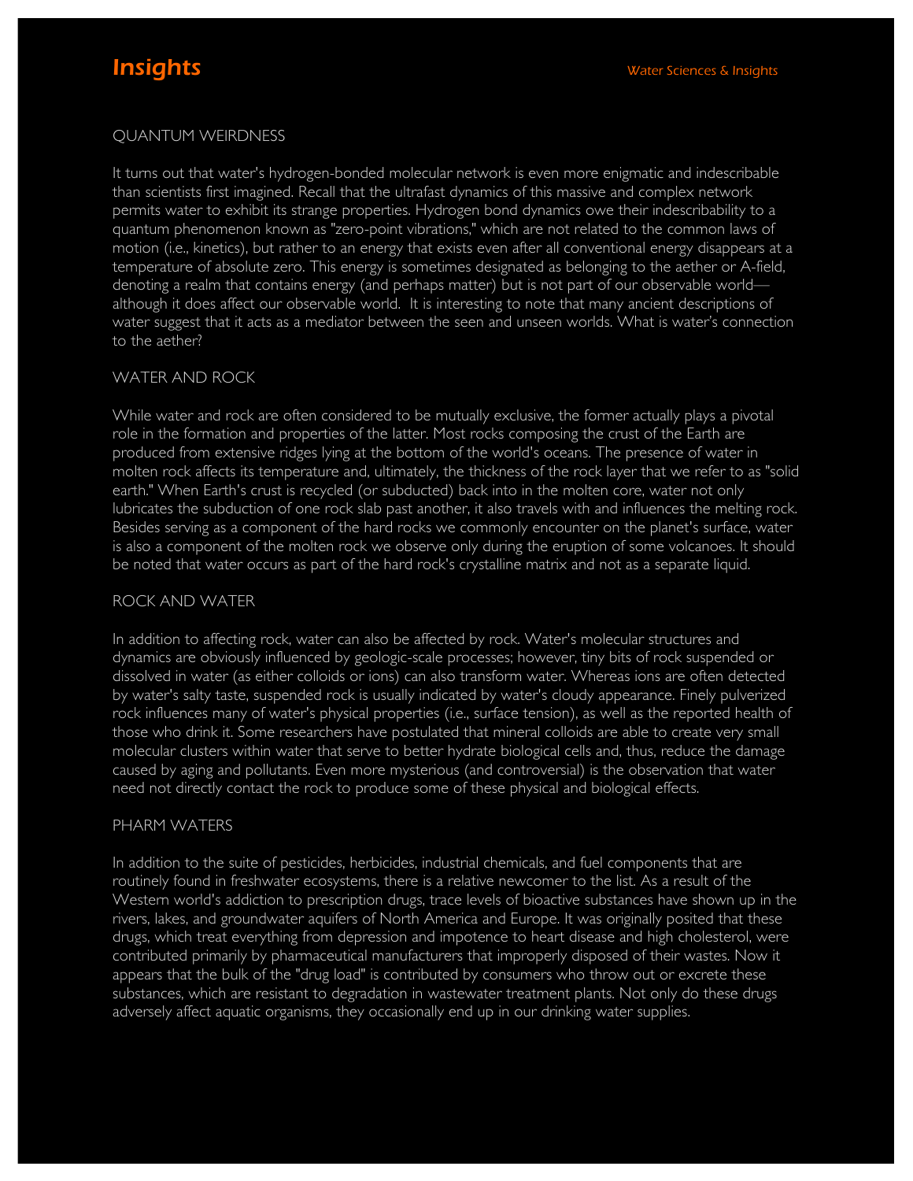## QUANTUM WEIRDNESS

It turns out that water's hydrogen-bonded molecular network is even more enigmatic and indescribable than scientists first imagined. Recall that the ultrafast dynamics of this massive and complex network permits water to exhibit its strange properties. Hydrogen bond dynamics owe their indescribability to a quantum phenomenon known as "zero-point vibrations," which are not related to the common laws of motion (i.e., kinetics), but rather to an energy that exists even after all conventional energy disappears at a temperature of absolute zero. This energy is sometimes designated as belonging to the aether or A-field, denoting a realm that contains energy (and perhaps matter) but is not part of our observable world—although it does affect our observable world. It is interesting to note that many ancient descriptions of water suggest that it acts as a mediator between the seen and unseen worlds. What is water's connection to the aether?

## WATER AND ROCK

While water and rock are often considered to be mutually exclusive, the former actually plays a pivotal role in the formation and properties of the latter. Most rocks composing the crust of the Earth are produced from extensive ridges lying at the bottom of the world's oceans. The presence of water in molten rock affects its temperature and, ultimately, the thickness of the rock layer that we refer to as "solid earth." When Earth's crust is recycled (or subducted) back into in the molten core, water not only lubricates the subduction of one rock slab past another, it also travels with and influences the melting rock. Besides serving as a component of the hard rocks we commonly encounter on the planet's surface, water is also a component of the molten rock we observe only during the eruption of some volcanoes. It should be noted that water occurs as part of the hard rock's crystalline matrix and not as a separate liquid.

## ROCK AND WATER

In addition to affecting rock, water can also be affected by rock. Water's molecular structures and dynamics are obviously influenced by geologic-scale processes; however, tiny bits of rock suspended or dissolved in water (as either colloids or ions) can also transform water. Whereas ions are often detected by water's salty taste, suspended rock is usually indicated by water's cloudy appearance. Finely pulverized rock influences many of water's physical properties (i.e., surface tension), as well as the reported health of those who drink it. Some researchers have postulated that mineral colloids are able to create very small molecular clusters within water that serve to better hydrate biological cells and, thus, reduce the damage caused by aging and pollutants. Even more mysterious (and controversial) is the observation that water need not directly contact the rock to produce some of these physical and biological effects.

## PHARM WATERS

In addition to the suite of pesticides, herbicides, industrial chemicals, and fuel components that are routinely found in freshwater ecosystems, there is a relative newcomer to the list. As a result of the Western world's addiction to prescription drugs, trace levels of bioactive substances have shown up in the rivers, lakes, and groundwater aquifers of North America and Europe. It was originally posited that these drugs, which treat everything from depression and impotence to heart disease and high cholesterol, were contributed primarily by pharmaceutical manufacturers that improperly disposed of their wastes. Now it appears that the bulk of the "drug load" is contributed by consumers who throw out or excrete these substances, which are resistant to degradation in wastewater treatment plants. Not only do these drugs adversely affect aquatic organisms, they occasionally end up in our drinking water supplies.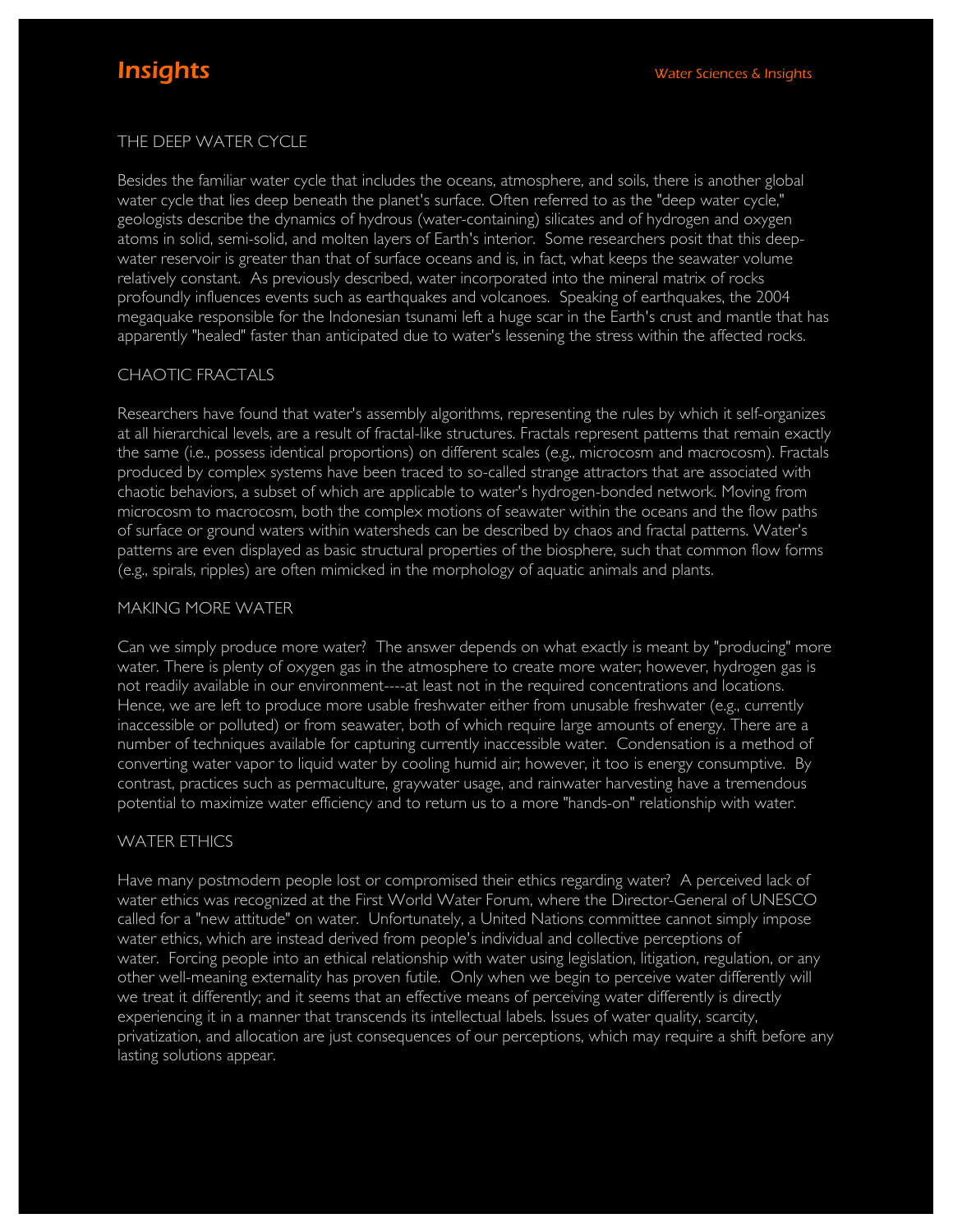## THE DEEP WATER CYCLE

Besides the familiar water cycle that includes the oceans, atmosphere, and soils, there is another global water cycle that lies deep beneath the planet's surface. Often referred to as the "deep water cycle," geologists describe the dynamics of hydrous (water-containing) silicates and of hydrogen and oxygen atoms in solid, semi-solid, and molten layers of Earth's interior. Some researchers posit that this deep-water reservoir is greater than that of surface oceans and is, in fact, what keeps the seawater volume relatively constant. As previously described, water incorporated into the mineral matrix of rocks profoundly influences events such as earthquakes and volcanoes. Speaking of earthquakes, the 2004 megaquake responsible for the Indonesian tsunami left a huge scar in the Earth's crust and mantle that has apparently "healed" faster than anticipated due to water's lessening the stress within the affected rocks.

## CHAOTIC FRACTALS

Researchers have found that water's assembly algorithms, representing the rules by which it self-organizes at all hierarchical levels, are a result of fractal-like structures. Fractals represent patterns that remain exactly the same (i.e., possess identical proportions) on different scales (e.g., microcosm and macrocosm). Fractals produced by complex systems have been traced to so-called strange attractors that are associated with chaotic behaviors, a subset of which are applicable to water's hydrogen-bonded network. Moving from microcosm to macrocosm, both the complex motions of seawater within the oceans and the flow paths of surface or ground waters within watersheds can be described by chaos and fractal patterns. Water's patterns are even displayed as basic structural properties of the biosphere, such that common flow forms (e.g., spirals, ripples) are often mimicked in the morphology of aquatic animals and plants.

## MAKING MORE WATER

Can we simply produce more water? The answer depends on what exactly is meant by "producing" more water. There is plenty of oxygen gas in the atmosphere to create more water; however, hydrogen gas is not readily available in our environment----at least not in the required concentrations and locations. Hence, we are left to produce more usable freshwater either from unusable freshwater (e.g., currently inaccessible or polluted) or from seawater, both of which require large amounts of energy. There are a number of techniques available for capturing currently inaccessible water. Condensation is a method of converting water vapor to liquid water by cooling humid air; however, it too is energy consumptive. By contrast, practices such as permaculture, graywater usage, and rainwater harvesting have a tremendous potential to maximize water efficiency and to return us to a more "hands-on" relationship with water.

## WATER ETHICS

Have many postmodern people lost or compromised their ethics regarding water? A perceived lack of water ethics was recognized at the First World Water Forum, where the Director-General of UNESCO called for a "new attitude" on water. Unfortunately, a United Nations committee cannot simply impose water ethics, which are instead derived from people's individual and collective perceptions of water. Forcing people into an ethical relationship with water using legislation, litigation, regulation, or any other well-meaning externality has proven futile. Only when we begin to perceive water differently will we treat it differently; and it seems that an effective means of perceiving water differently is directly experiencing it in a manner that transcends its intellectual labels. Issues of water quality, scarcity, privatization, and allocation are just consequences of our perceptions, which may require a shift before any lasting solutions appear.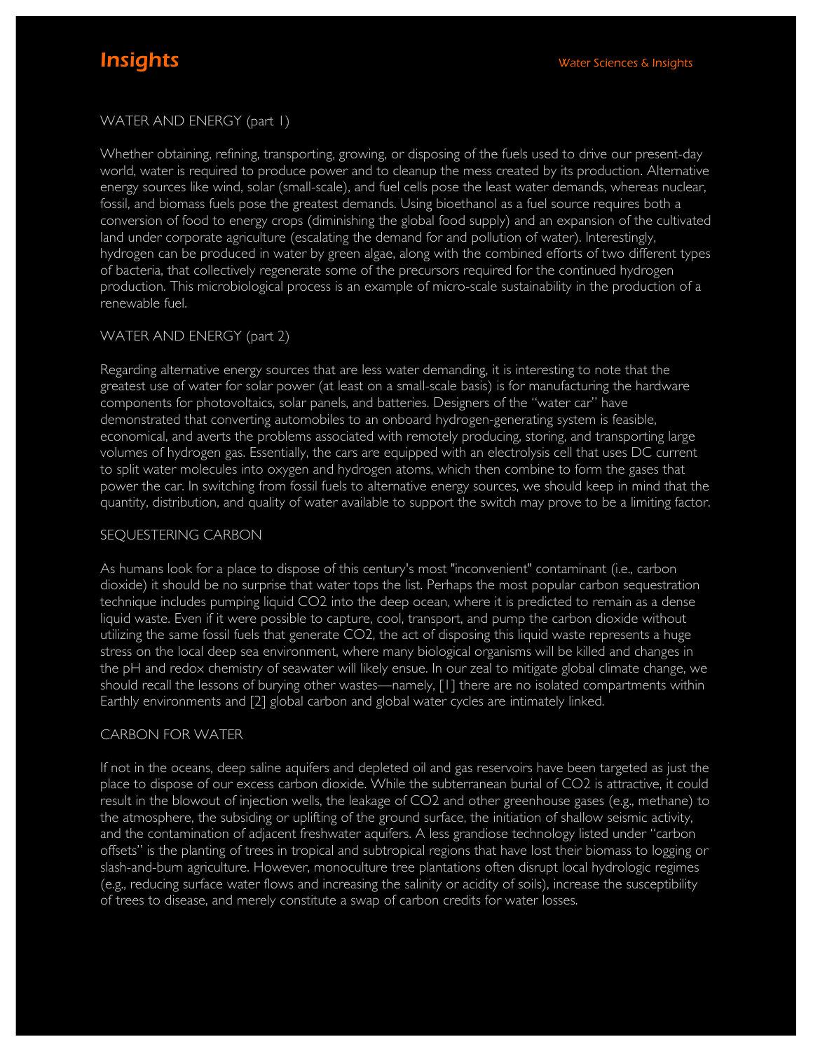### WATER AND ENERGY (part 1)

Whether obtaining, refining, transporting, growing, or disposing of the fuels used to drive our present-day world, water is required to produce power and to cleanup the mess created by its production. Alternative energy sources like wind, solar (small-scale), and fuel cells pose the least water demands, whereas nuclear, fossil, and biomass fuels pose the greatest demands. Using bioethanol as a fuel source requires both a conversion of food to energy crops (diminishing the global food supply) and an expansion of the cultivated land under corporate agriculture (escalating the demand for and pollution of water). Interestingly, hydrogen can be produced in water by green algae, along with the combined efforts of two different types of bacteria, that collectively regenerate some of the precursors required for the continued hydrogen production. This microbiological process is an example of micro-scale sustainability in the production of a renewable fuel.

### WATER AND ENERGY (part 2)

Regarding alternative energy sources that are less water demanding, it is interesting to note that the greatest use of water for solar power (at least on a small-scale basis) is for manufacturing the hardware components for photovoltaics, solar panels, and batteries. Designers of the "water car" have demonstrated that converting automobiles to an onboard hydrogen-generating system is feasible, economical, and averts the problems associated with remotely producing, storing, and transporting large volumes of hydrogen gas. Essentially, the cars are equipped with an electrolysis cell that uses DC current to split water molecules into oxygen and hydrogen atoms, which then combine to form the gases that power the car. In switching from fossil fuels to alternative energy sources, we should keep in mind that the quantity, distribution, and quality of water available to support the switch may prove to be a limiting factor.

### SEQUESTERING CARBON

As humans look for a place to dispose of this century's most "inconvenient" contaminant (i.e., carbon dioxide) it should be no surprise that water tops the list. Perhaps the most popular carbon sequestration technique includes pumping liquid $CO_2$ into the deep ocean, where it is predicted to remain as a dense liquid waste. Even if it were possible to capture, cool, transport, and pump the carbon dioxide without utilizing the same fossil fuels that generate $CO_2$, the act of disposing this liquid waste represents a huge stress on the local deep sea environment, where many biological organisms will be killed and changes in the pH and redox chemistry of seawater will likely ensue. In our zeal to mitigate global climate change, we should recall the lessons of burying other wastes—namely, [1] there are no isolated compartments within Earthly environments and [2] global carbon and global water cycles are intimately linked.

### CARBON FOR WATER

If not in the oceans, deep saline aquifers and depleted oil and gas reservoirs have been targeted as just the place to dispose of our excess carbon dioxide. While the subterranean burial of $CO_2$ is attractive, it could result in the blowout of injection wells, the leakage of $CO_2$ and other greenhouse gases (e.g., methane) to the atmosphere, the subsiding or uplifting of the ground surface, the initiation of shallow seismic activity, and the contamination of adjacent freshwater aquifers. A less grandiose technology listed under "carbon offsets" is the planting of trees in tropical and subtropical regions that have lost their biomass to logging or slash-and-burn agriculture. However, monoculture tree plantations often disrupt local hydrologic regimes (e.g., reducing surface water flows and increasing the salinity or acidity of soils), increase the susceptibility of trees to disease, and merely constitute a swap of carbon credits for water losses.